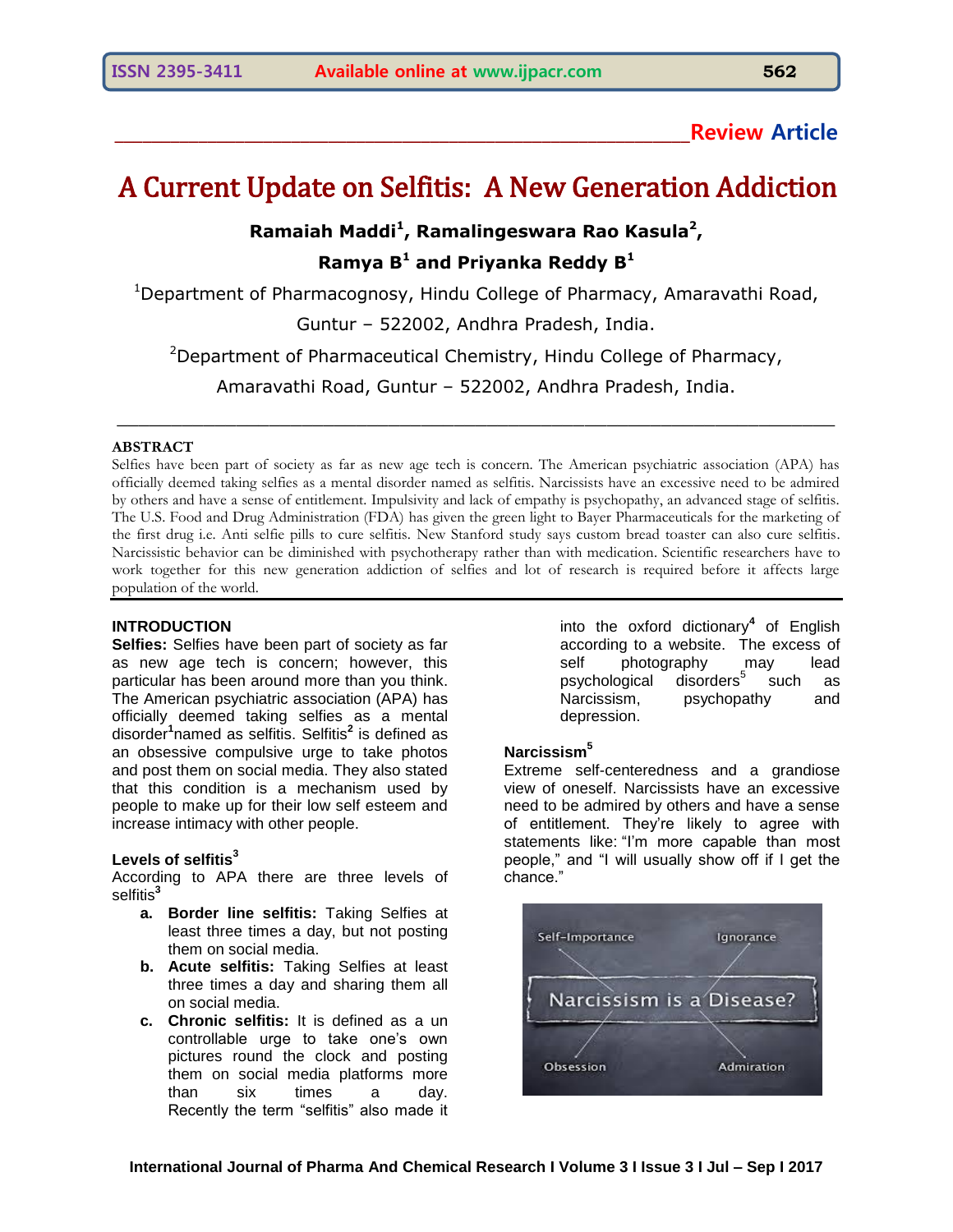Review Article

# A Current Update on Selfitis: A New Generation Addiction

**Ramaiah Maddi[1], Ramalingeswara Rao Kasula[2], Ramya B[1] and Priyanka Reddy B[1]**

[1]Department of Pharmacognosy, Hindu College of Pharmacy, Amaravathi Road, Guntur – 522002, Andhra Pradesh, India.

[2]Department of Pharmaceutical Chemistry, Hindu College of Pharmacy, Amaravathi Road, Guntur – 522002, Andhra Pradesh, India.

## ABSTRACT

Selfies have been part of society as far as new age tech is concern. The American psychiatric association (APA) has officially deemed taking selfies as a mental disorder named as selfitis. Narcissists have an excessive need to be admired by others and have a sense of entitlement. Impulsivity and lack of empathy is psychopathy, an advanced stage of selfitis. The U.S. Food and Drug Administration (FDA) has given the green light to Bayer Pharmaceuticals for the marketing of the first drug i.e. Anti selfie pills to cure selfitis. New Stanford study says custom bread toaster can also cure selfitis. Narcissistic behavior can be diminished with psychotherapy rather than with medication. Scientific researchers have to work together for this new generation addiction of selfies and lot of research is required before it affects large population of the world.

## INTRODUCTION

**Selfies:** Selfies have been part of society as far as new age tech is concern; however, this particular has been around more than you think. The American psychiatric association (APA) has officially deemed taking selfies as a mental disorder[1] named as selfitis. Selfitis[2] is defined as an obsessive compulsive urge to take photos and post them on social media. They also stated that this condition is a mechanism used by people to make up for their low self esteem and increase intimacy with other people.

### Levels of selfitis[3]

According to APA there are three levels of selfitis[3]

a. **Border line selfitis:** Taking Selfies at least three times a day, but not posting them on social media.
b. **Acute selfitis:** Taking Selfies at least three times a day and sharing them all on social media.
c. **Chronic selfitis:** It is defined as a un controllable urge to take one's own pictures round the clock and posting them on social media platforms more than six times a day. Recently the term "selfitis" also made it into the oxford dictionary[4] of English according to a website. The excess of self photography may lead psychological disorders[5] such as Narcissism, psychopathy and depression.

### Narcissism[5]

Extreme self-centeredness and a grandiose view of oneself. Narcissists have an excessive need to be admired by others and have a sense of entitlement. They're likely to agree with statements like: "I'm more capable than most people," and "I will usually show off if I get the chance."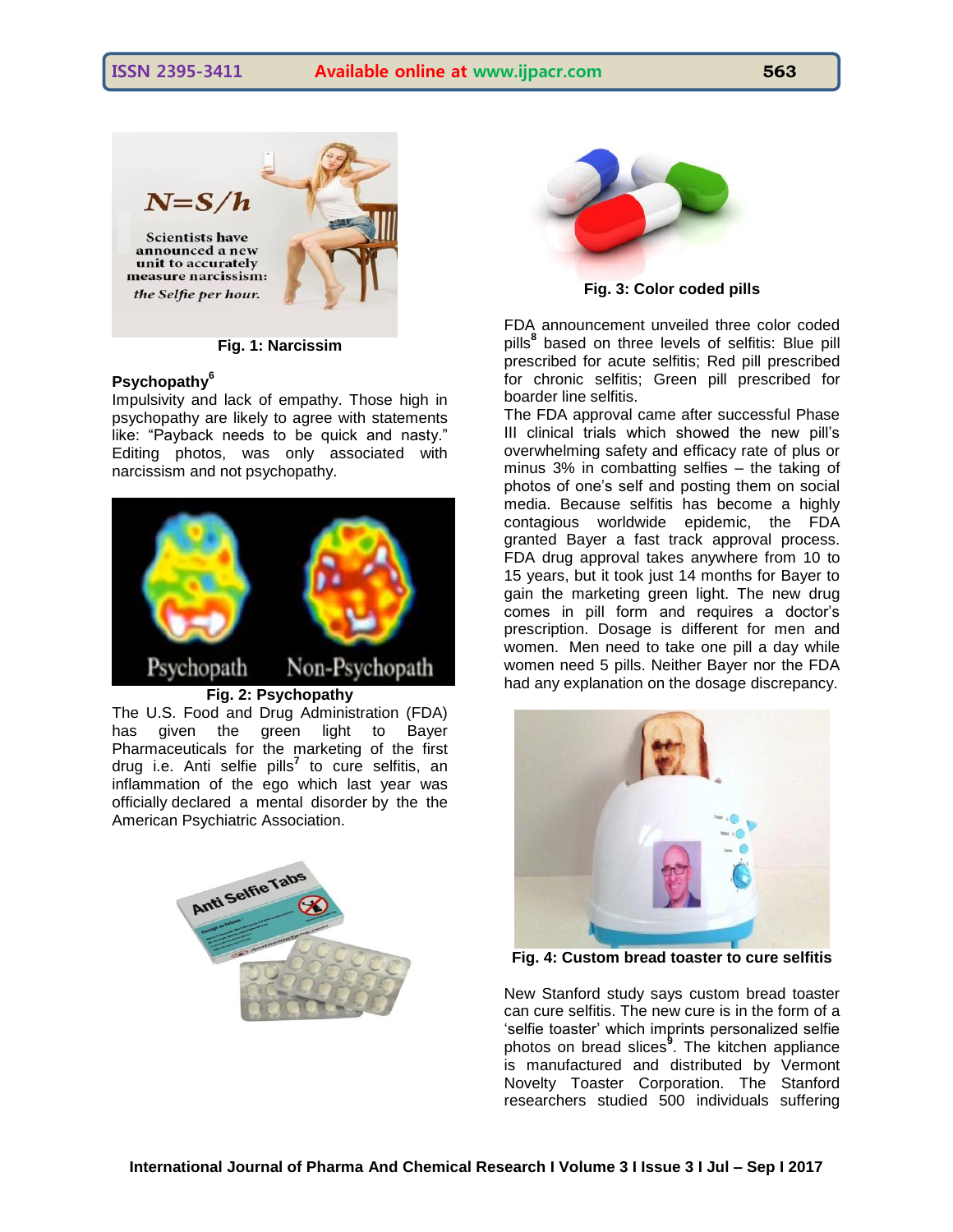Fig. 1: Narcissim

**Psychopathy[6]**

Impulsivity and lack of empathy. Those high in psychopathy are likely to agree with statements like: "Payback needs to be quick and nasty." Editing photos, was only associated with narcissism and not psychopathy.

Fig. 2: Psychopathy

The U.S. Food and Drug Administration (FDA) has given the green light to Bayer Pharmaceuticals for the marketing of the first drug i.e. Anti selfie pills[7] to cure selfitis, an inflammation of the ego which last year was officially declared a mental disorder by the the American Psychiatric Association.

Fig. 3: Color coded pills

FDA announcement unveiled three color coded pills[8] based on three levels of selfitis: Blue pill prescribed for acute selfitis; Red pill prescribed for chronic selfitis; Green pill prescribed for boarder line selfitis.

The FDA approval came after successful Phase III clinical trials which showed the new pill's overwhelming safety and efficacy rate of plus or minus 3% in combatting selfies – the taking of photos of one's self and posting them on social media. Because selfitis has become a highly contagious worldwide epidemic, the FDA granted Bayer a fast track approval process. FDA drug approval takes anywhere from 10 to 15 years, but it took just 14 months for Bayer to gain the marketing green light. The new drug comes in pill form and requires a doctor's prescription. Dosage is different for men and women. Men need to take one pill a day while women need 5 pills. Neither Bayer nor the FDA had any explanation on the dosage discrepancy.

Fig. 4: Custom bread toaster to cure selfitis

New Stanford study says custom bread toaster can cure selfitis. The new cure is in the form of a 'selfie toaster' which imprints personalized selfie photos on bread slices[9]. The kitchen appliance is manufactured and distributed by Vermont Novelty Toaster Corporation. The Stanford researchers studied 500 individuals suffering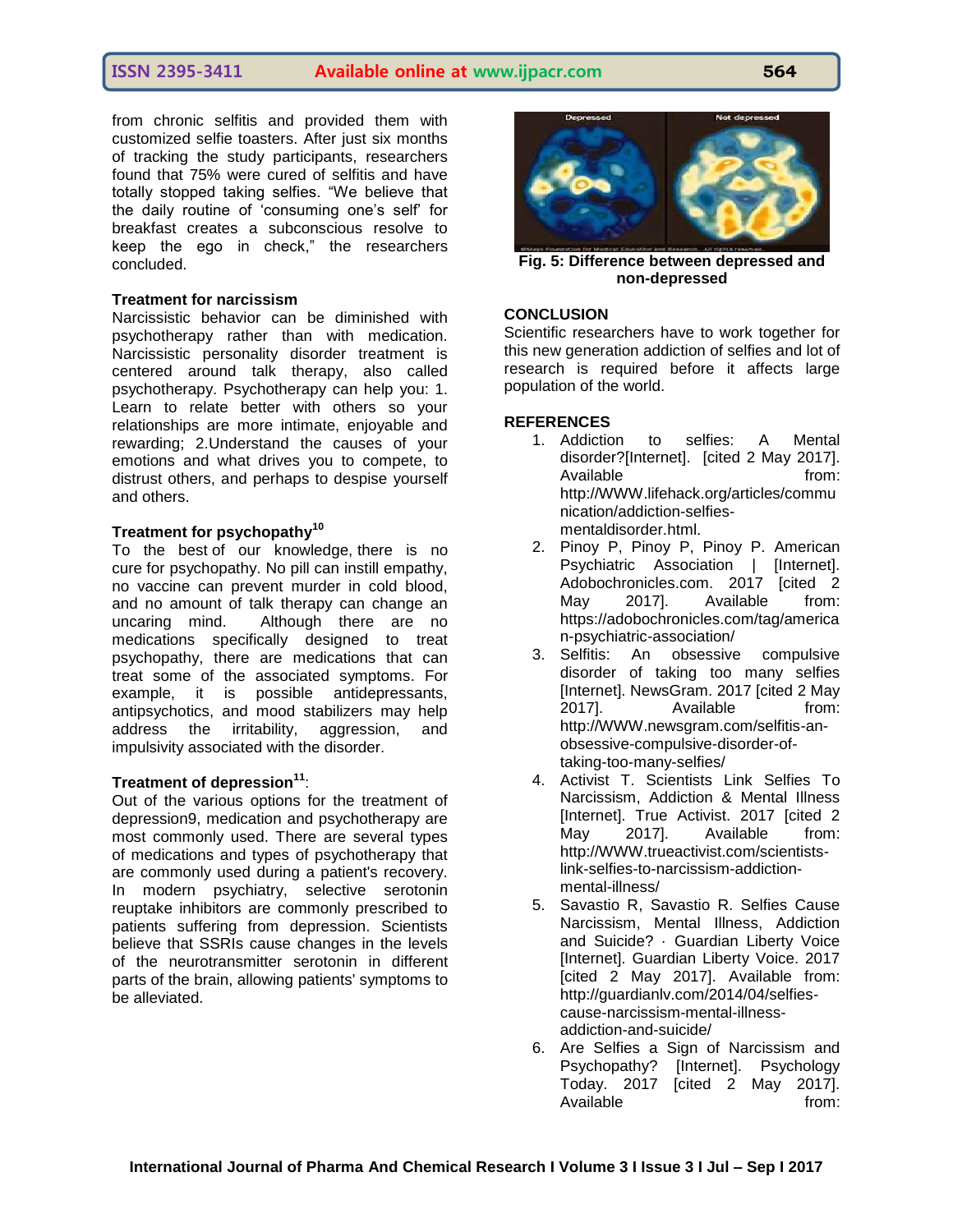from chronic selfitis and provided them with customized selfie toasters. After just six months of tracking the study participants, researchers found that 75% were cured of selfitis and have totally stopped taking selfies. "We believe that the daily routine of 'consuming one's self' for breakfast creates a subconscious resolve to keep the ego in check," the researchers concluded.

### Treatment for narcissism

Narcissistic behavior can be diminished with psychotherapy rather than with medication. Narcissistic personality disorder treatment is centered around talk therapy, also called psychotherapy. Psychotherapy can help you: 1. Learn to relate better with others so your relationships are more intimate, enjoyable and rewarding; 2.Understand the causes of your emotions and what drives you to compete, to distrust others, and perhaps to despise yourself and others.

### Treatment for psychopathy[10]

To the best of our knowledge, there is no cure for psychopathy. No pill can instill empathy, no vaccine can prevent murder in cold blood, and no amount of talk therapy can change an uncaring mind. Although there are no medications specifically designed to treat psychopathy, there are medications that can treat some of the associated symptoms. For example, it is possible antidepressants, antipsychotics, and mood stabilizers may help address the irritability, aggression, and impulsivity associated with the disorder.

### Treatment of depression[11]:

Out of the various options for the treatment of depression9, medication and psychotherapy are most commonly used. There are several types of medications and types of psychotherapy that are commonly used during a patient's recovery. In modern psychiatry, selective serotonin reuptake inhibitors are commonly prescribed to patients suffering from depression. Scientists believe that SSRIs cause changes in the levels of the neurotransmitter serotonin in different parts of the brain, allowing patients' symptoms to be alleviated.

**Fig. 5: Difference between depressed and non-depressed**

## CONCLUSION

Scientific researchers have to work together for this new generation addiction of selfies and lot of research is required before it affects large population of the world.

## REFERENCES

1. Addiction to selfies: A Mental disorder?[Internet]. [cited 2 May 2017]. Available from: http://WWW.lifehack.org/articles/communication/addiction-selfies-mentaldisorder.html.
2. Pinoy P, Pinoy P, Pinoy P. American Psychiatric Association | [Internet]. Adobochronicles.com. 2017 [cited 2 May 2017]. Available from: https://adobochronicles.com/tag/american-psychiatric-association/
3. Selfitis: An obsessive compulsive disorder of taking too many selfies [Internet]. NewsGram. 2017 [cited 2 May 2017]. Available from: http://WWW.newsgram.com/selfitis-an-obsessive-compulsive-disorder-of-taking-too-many-selfies/
4. Activist T. Scientists Link Selfies To Narcissism, Addiction & Mental Illness [Internet]. True Activist. 2017 [cited 2 May 2017]. Available from: http://WWW.trueactivist.com/scientists-link-selfies-to-narcissism-addiction-mental-illness/
5. Savastio R, Savastio R. Selfies Cause Narcissism, Mental Illness, Addiction and Suicide? · Guardian Liberty Voice [Internet]. Guardian Liberty Voice. 2017 [cited 2 May 2017]. Available from: http://guardianlv.com/2014/04/selfies-cause-narcissism-mental-illness-addiction-and-suicide/
6. Are Selfies a Sign of Narcissism and Psychopathy? [Internet]. Psychology Today. 2017 [cited 2 May 2017]. Available from: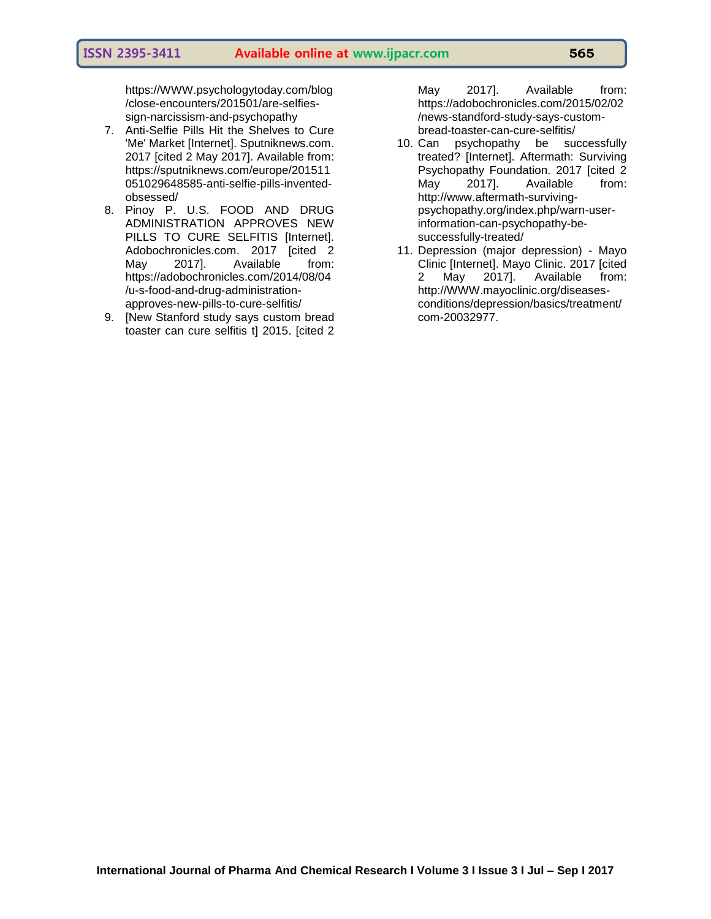https://WWW.psychologytoday.com/blog/close-encounters/201501/are-selfies-sign-narcissism-and-psychopathy

7. Anti-Selfie Pills Hit the Shelves to Cure 'Me' Market [Internet]. Sputniknews.com. 2017 [cited 2 May 2017]. Available from: https://sputniknews.com/europe/201511051029648585-anti-selfie-pills-invented-obsessed/
8. Pinoy P. U.S. FOOD AND DRUG ADMINISTRATION APPROVES NEW PILLS TO CURE SELFITIS [Internet]. Adobochronicles.com. 2017 [cited 2 May 2017]. Available from: https://adobochronicles.com/2014/08/04/u-s-food-and-drug-administration-approves-new-pills-to-cure-selfitis/
9. [New Stanford study says custom bread toaster can cure selfitis t] 2015. [cited 2 May 2017]. Available from: https://adobochronicles.com/2015/02/02/news-standford-study-says-custom-bread-toaster-can-cure-selfitis/
10. Can psychopathy be successfully treated? [Internet]. Aftermath: Surviving Psychopathy Foundation. 2017 [cited 2 May 2017]. Available from: http://www.aftermath-surviving-psychopathy.org/index.php/warn-user-information-can-psychopathy-be-successfully-treated/
11. Depression (major depression) - Mayo Clinic [Internet]. Mayo Clinic. 2017 [cited 2 May 2017]. Available from: http://WWW.mayoclinic.org/diseases-conditions/depression/basics/treatment/com-20032977.